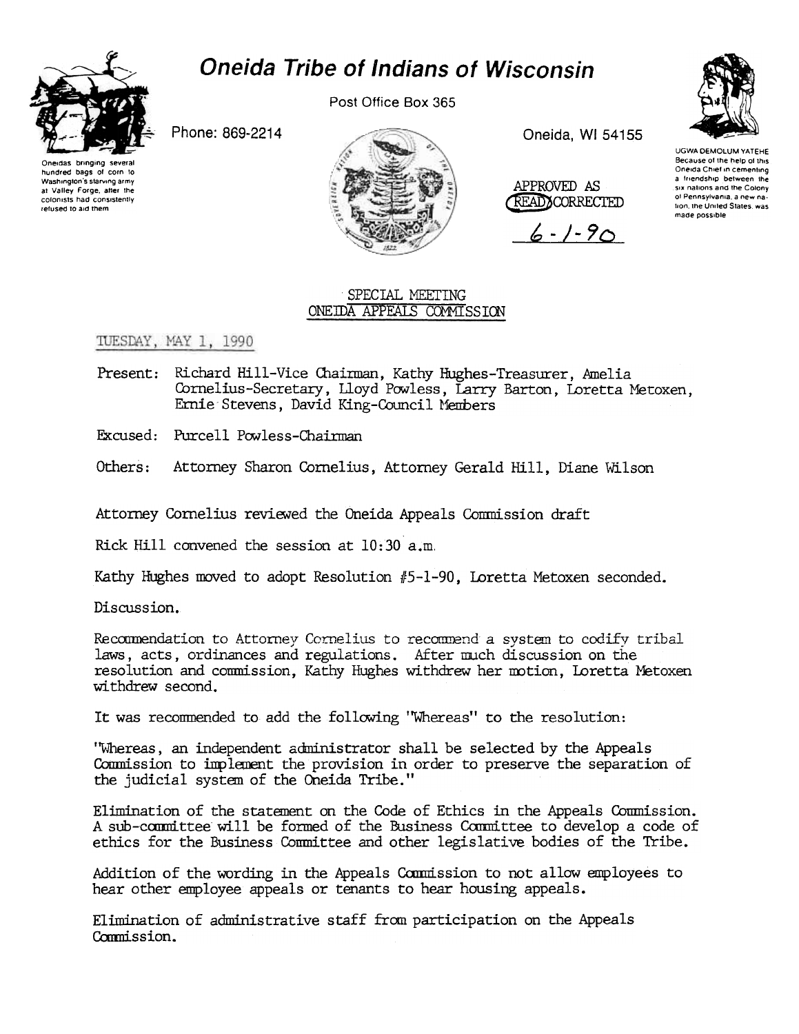# Oneida Tribe of Indians of Wisconsin

Post Office Box 365

Phone: 869-2214

Oneida, WI 54155

Oneidas bringing several hundred bags of corn to Washington's starving army at Valley Forge, after the colonists had consistently refused to aid them

UGWA DEMOLUM YATEHE
Because of the help of this Oneida Chief in cementing a friendship between the six nations and the Colony of Pennsylvania, a new nation, the United States, was made possible

APPROVED AS READ/CORRECTED

6-1-90

## SPECIAL MEETING
## ONEIDA APPEALS COMMISSION

TUESDAY, MAY 1, 1990

Present: Richard Hill-Vice Chairman, Kathy Hughes-Treasurer, Amelia Cornelius-Secretary, Lloyd Powless, Larry Barton, Loretta Metoxen, Ernie Stevens, David King-Council Members

Excused: Purcell Powless-Chairman

Others: Attorney Sharon Cornelius, Attorney Gerald Hill, Diane Wilson

Attorney Cornelius reviewed the Oneida Appeals Commission draft

Rick Hill convened the session at 10:30 a.m.

Kathy Hughes moved to adopt Resolution #5-1-90, Loretta Metoxen seconded.

Discussion.

Recommendation to Attorney Cornelius to recommend a system to codify tribal laws, acts, ordinances and regulations. After much discussion on the resolution and commission, Kathy Hughes withdrew her motion, Loretta Metoxen withdrew second.

It was recommended to add the following "Whereas" to the resolution:

"Whereas, an independent administrator shall be selected by the Appeals Commission to implement the provision in order to preserve the separation of the judicial system of the Oneida Tribe."

Elimination of the statement on the Code of Ethics in the Appeals Commission. A sub-committee will be formed of the Business Committee to develop a code of ethics for the Business Committee and other legislative bodies of the Tribe.

Addition of the wording in the Appeals Commission to not allow employees to hear other employee appeals or tenants to hear housing appeals.

Elimination of administrative staff from participation on the Appeals Commission.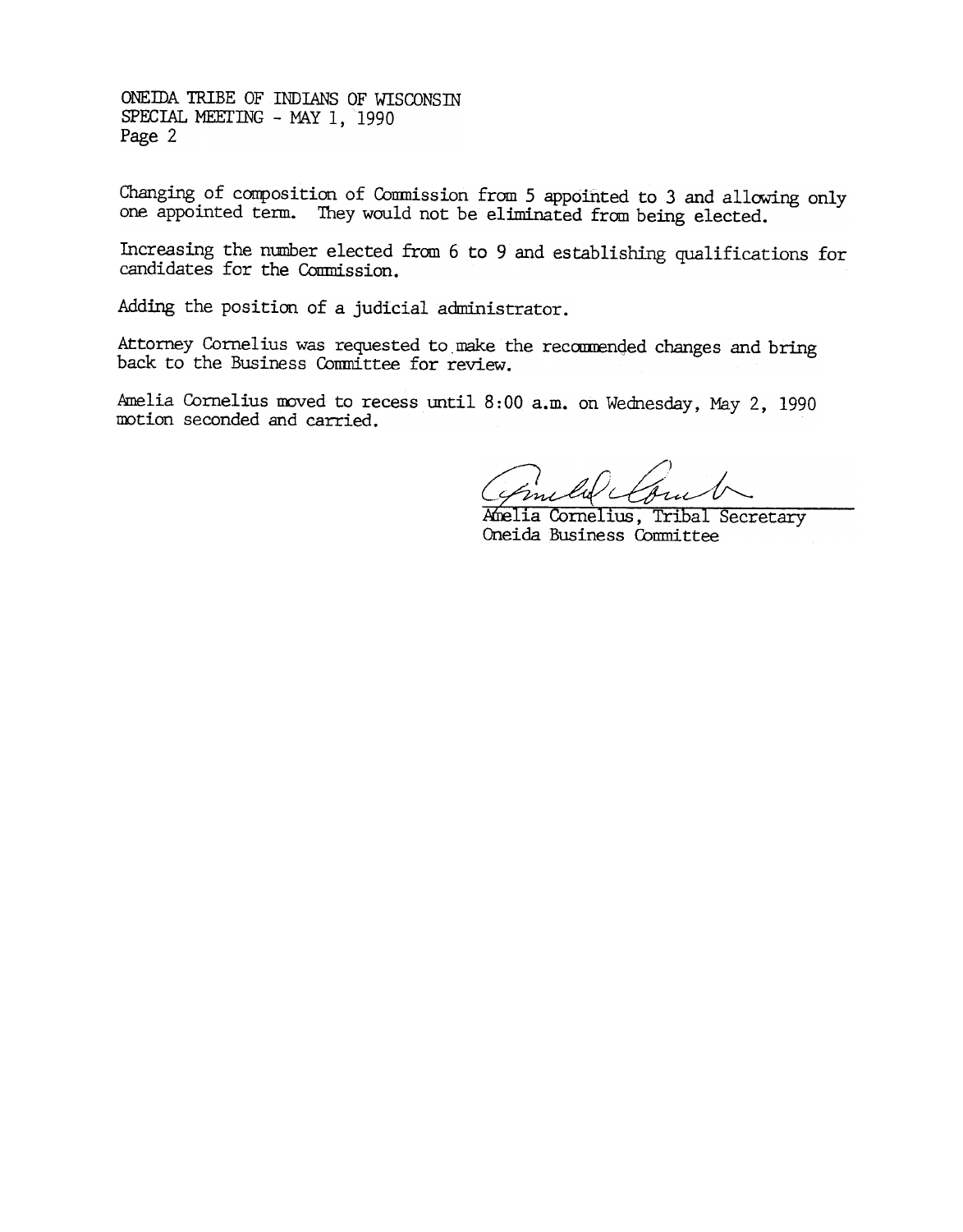Changing of composition of Commission from 5 appointed to 3 and allowing only one appointed term. They would not be eliminated from being elected.

Increasing the number elected from 6 to 9 and establishing qualifications for candidates for the Commission.

Adding the position of a judicial administrator.

Attorney Cornelius was requested to make the recommended changes and bring back to the Business Committee for review.

Amelia Cornelius moved to recess until 8:00 a.m. on Wednesday, May 2, 1990 motion seconded and carried.

Amelia Cornelius, Tribal Secretary
Oneida Business Committee